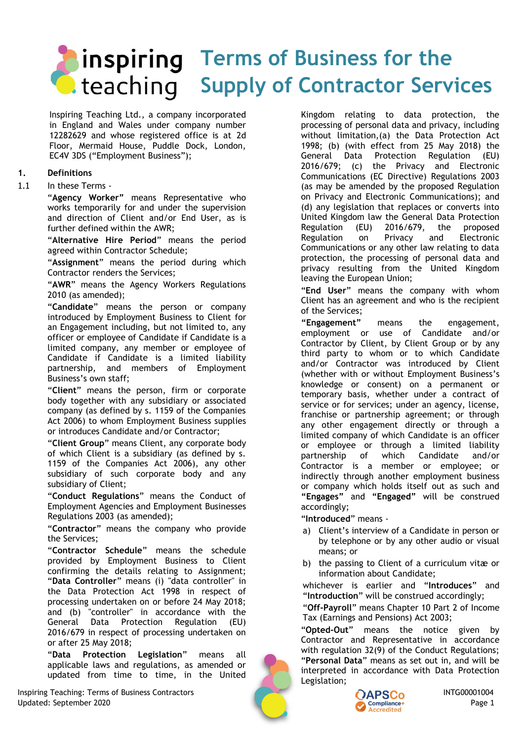# Terms of Business for the Supply of Contractor Services

Inspiring Teaching Ltd., a company incorporated in England and Wales under company number 12282629 and whose registered office is at 2d Floor, Mermaid House, Puddle Dock, London, EC4V 3DS ("Employment Business");

## 1. Definitions

1.1 In these Terms -

**"Agency Worker"** means Representative who works temporarily for and under the supervision and direction of Client and/or End User, as is further defined within the AWR;

**"Alternative Hire Period"** means the period agreed within Contractor Schedule;

**"Assignment"** means the period during which Contractor renders the Services;

**"AWR"** means the Agency Workers Regulations 2010 (as amended);

**"Candidate"** means the person or company introduced by Employment Business to Client for an Engagement including, but not limited to, any officer or employee of Candidate if Candidate is a limited company, any member or employee of Candidate if Candidate is a limited liability partnership, and members of Employment Business's own staff;

**"Client"** means the person, firm or corporate body together with any subsidiary or associated company (as defined by s. 1159 of the Companies Act 2006) to whom Employment Business supplies or introduces Candidate and/or Contractor;

**"Client Group"** means Client, any corporate body of which Client is a subsidiary (as defined by s. 1159 of the Companies Act 2006), any other subsidiary of such corporate body and any subsidiary of Client;

**"Conduct Regulations"** means the Conduct of Employment Agencies and Employment Businesses Regulations 2003 (as amended);

**"Contractor"** means the company who provide the Services;

**"Contractor Schedule"** means the schedule provided by Employment Business to Client confirming the details relating to Assignment;

**"Data Controller"** means (i) "data controller" in the Data Protection Act 1998 in respect of processing undertaken on or before 24 May 2018; and (b) "controller" in accordance with the General Data Protection Regulation (EU) 2016/679 in respect of processing undertaken on or after 25 May 2018;

**"Data Protection Legislation"** means all applicable laws and regulations, as amended or updated from time to time, in the United Kingdom relating to data protection, the processing of personal data and privacy, including without limitation,(a) the Data Protection Act 1998; (b) (with effect from 25 May 2018) the General Data Protection Regulation (EU) 2016/679; (c) the Privacy and Electronic Communications (EC Directive) Regulations 2003 (as may be amended by the proposed Regulation on Privacy and Electronic Communications); and (d) any legislation that replaces or converts into United Kingdom law the General Data Protection Regulation (EU) 2016/679, the proposed Regulation on Privacy and Electronic Communications or any other law relating to data protection, the processing of personal data and privacy resulting from the United Kingdom leaving the European Union;

**"End User"** means the company with whom Client has an agreement and who is the recipient of the Services;

**"Engagement"** means the engagement, employment or use of Candidate and/or Contractor by Client, by Client Group or by any third party to whom or to which Candidate and/or Contractor was introduced by Client (whether with or without Employment Business's knowledge or consent) on a permanent or temporary basis, whether under a contract of service or for services; under an agency, license, franchise or partnership agreement; or through any other engagement directly or through a limited company of which Candidate is an officer or employee or through a limited liability partnership of which Candidate and/or Contractor is a member or employee; or indirectly through another employment business or company which holds itself out as such and **"Engages"** and **"Engaged"** will be construed accordingly;

**"Introduced"** means -

a) Client's interview of a Candidate in person or by telephone or by any other audio or visual means; or

b) the passing to Client of a curriculum vitæ or information about Candidate;

whichever is earlier and **"Introduces"** and **"Introduction"** will be construed accordingly;

**"Off-Payroll"** means Chapter 10 Part 2 of Income Tax (Earnings and Pensions) Act 2003;

**"Opted-Out"** means the notice given by Contractor and Representative in accordance with regulation 32(9) of the Conduct Regulations;

**"Personal Data"** means as set out in, and will be interpreted in accordance with Data Protection Legislation;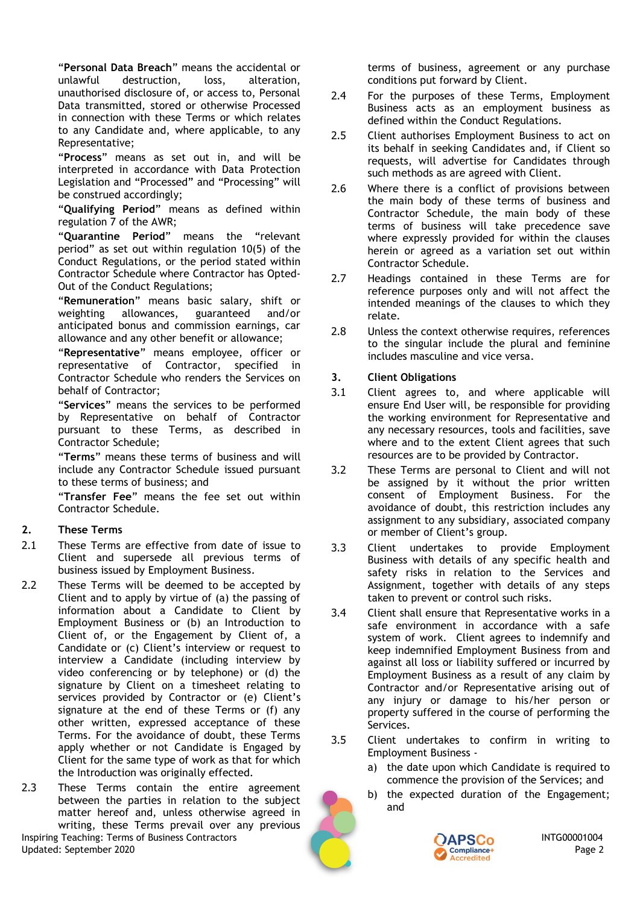"**Personal Data Breach**" means the accidental or unlawful destruction, loss, alteration, unauthorised disclosure of, or access to, Personal Data transmitted, stored or otherwise Processed in connection with these Terms or which relates to any Candidate and, where applicable, to any Representative;

"**Process**" means as set out in, and will be interpreted in accordance with Data Protection Legislation and "Processed" and "Processing" will be construed accordingly;

"**Qualifying Period**" means as defined within regulation 7 of the AWR;

"**Quarantine Period**" means the "relevant period" as set out within regulation 10(5) of the Conduct Regulations, or the period stated within Contractor Schedule where Contractor has Opted-Out of the Conduct Regulations;

"**Remuneration**" means basic salary, shift or weighting allowances, guaranteed and/or anticipated bonus and commission earnings, car allowance and any other benefit or allowance;

"**Representative**" means employee, officer or representative of Contractor, specified in Contractor Schedule who renders the Services on behalf of Contractor;

"**Services**" means the services to be performed by Representative on behalf of Contractor pursuant to these Terms, as described in Contractor Schedule;

"**Terms**" means these terms of business and will include any Contractor Schedule issued pursuant to these terms of business; and

"**Transfer Fee**" means the fee set out within Contractor Schedule.

## 2. These Terms

2.1 These Terms are effective from date of issue to Client and supersede all previous terms of business issued by Employment Business.

2.2 These Terms will be deemed to be accepted by Client and to apply by virtue of (a) the passing of information about a Candidate to Client by Employment Business or (b) an Introduction to Client of, or the Engagement by Client of, a Candidate or (c) Client's interview or request to interview a Candidate (including interview by video conferencing or by telephone) or (d) the signature by Client on a timesheet relating to services provided by Contractor or (e) Client's signature at the end of these Terms or (f) any other written, expressed acceptance of these Terms. For the avoidance of doubt, these Terms apply whether or not Candidate is Engaged by Client for the same type of work as that for which the Introduction was originally effected.

2.3 These Terms contain the entire agreement between the parties in relation to the subject matter hereof and, unless otherwise agreed in writing, these Terms prevail over any previous terms of business, agreement or any purchase conditions put forward by Client.

2.4 For the purposes of these Terms, Employment Business acts as an employment business as defined within the Conduct Regulations.

2.5 Client authorises Employment Business to act on its behalf in seeking Candidates and, if Client so requests, will advertise for Candidates through such methods as are agreed with Client.

2.6 Where there is a conflict of provisions between the main body of these terms of business and Contractor Schedule, the main body of these terms of business will take precedence save where expressly provided for within the clauses herein or agreed as a variation set out within Contractor Schedule.

2.7 Headings contained in these Terms are for reference purposes only and will not affect the intended meanings of the clauses to which they relate.

2.8 Unless the context otherwise requires, references to the singular include the plural and feminine includes masculine and vice versa.

## 3. Client Obligations

3.1 Client agrees to, and where applicable will ensure End User will, be responsible for providing the working environment for Representative and any necessary resources, tools and facilities, save where and to the extent Client agrees that such resources are to be provided by Contractor.

3.2 These Terms are personal to Client and will not be assigned by it without the prior written consent of Employment Business. For the avoidance of doubt, this restriction includes any assignment to any subsidiary, associated company or member of Client's group.

3.3 Client undertakes to provide Employment Business with details of any specific health and safety risks in relation to the Services and Assignment, together with details of any steps taken to prevent or control such risks.

3.4 Client shall ensure that Representative works in a safe environment in accordance with a safe system of work. Client agrees to indemnify and keep indemnified Employment Business from and against all loss or liability suffered or incurred by Employment Business as a result of any claim by Contractor and/or Representative arising out of any injury or damage to his/her person or property suffered in the course of performing the Services.

3.5 Client undertakes to confirm in writing to Employment Business -

a) the date upon which Candidate is required to commence the provision of the Services; and

b) the expected duration of the Engagement; and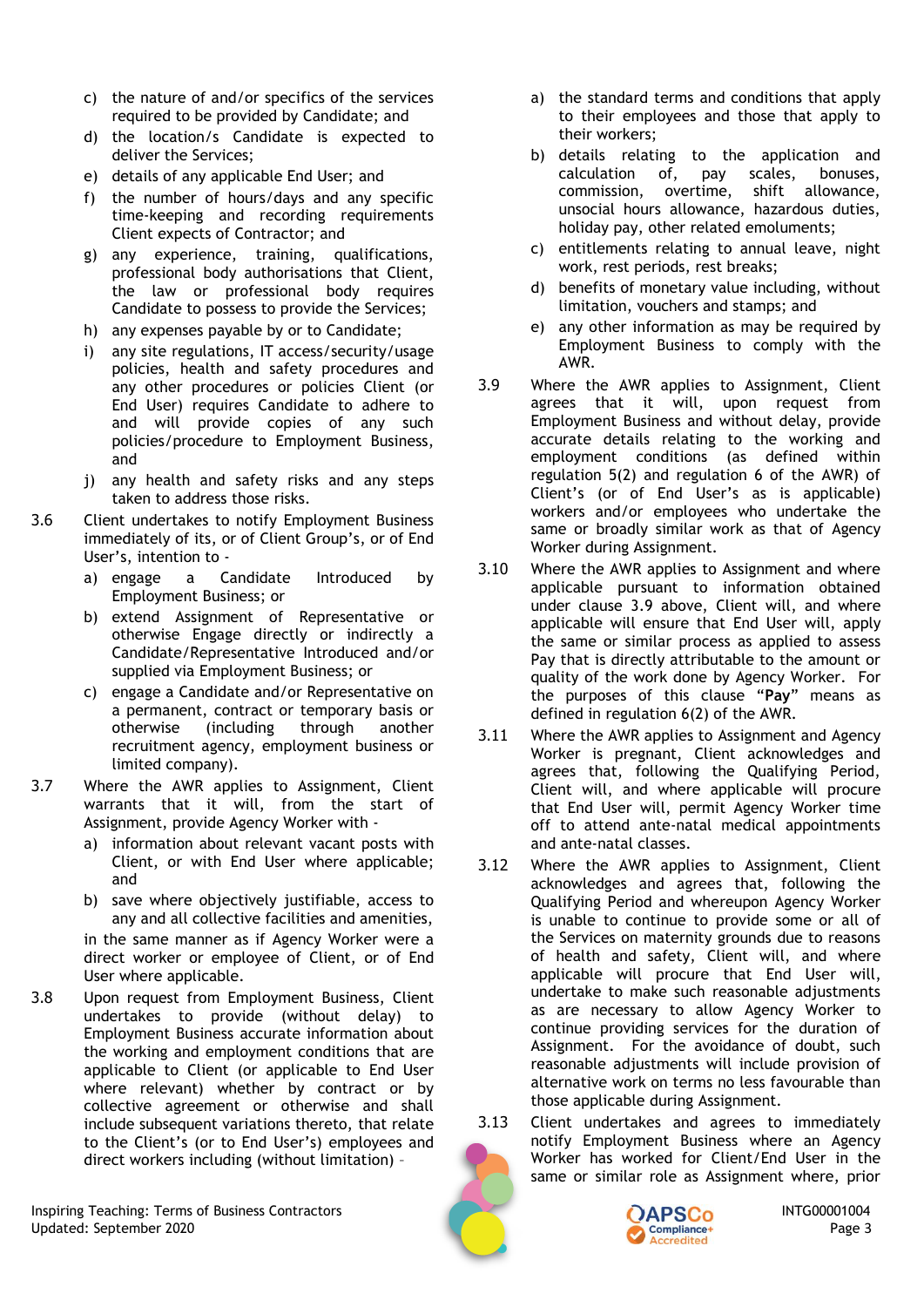c) the nature of and/or specifics of the services required to be provided by Candidate; and

d) the location/s Candidate is expected to deliver the Services;

e) details of any applicable End User; and

f) the number of hours/days and any specific time-keeping and recording requirements Client expects of Contractor; and

g) any experience, training, qualifications, professional body authorisations that Client, the law or professional body requires Candidate to possess to provide the Services;

h) any expenses payable by or to Candidate;

i) any site regulations, IT access/security/usage policies, health and safety procedures and any other procedures or policies Client (or End User) requires Candidate to adhere to and will provide copies of any such policies/procedure to Employment Business, and

j) any health and safety risks and any steps taken to address those risks.

3.6 Client undertakes to notify Employment Business immediately of its, or of Client Group's, or of End User's, intention to -

a) engage a Candidate Introduced by Employment Business; or

b) extend Assignment of Representative or otherwise Engage directly or indirectly a Candidate/Representative Introduced and/or supplied via Employment Business; or

c) engage a Candidate and/or Representative on a permanent, contract or temporary basis or otherwise (including through another recruitment agency, employment business or limited company).

3.7 Where the AWR applies to Assignment, Client warrants that it will, from the start of Assignment, provide Agency Worker with -

a) information about relevant vacant posts with Client, or with End User where applicable; and

b) save where objectively justifiable, access to any and all collective facilities and amenities,

in the same manner as if Agency Worker were a direct worker or employee of Client, or of End User where applicable.

3.8 Upon request from Employment Business, Client undertakes to provide (without delay) to Employment Business accurate information about the working and employment conditions that are applicable to Client (or applicable to End User where relevant) whether by contract or by collective agreement or otherwise and shall include subsequent variations thereto, that relate to the Client's (or to End User's) employees and direct workers including (without limitation) -

a) the standard terms and conditions that apply to their employees and those that apply to their workers;

b) details relating to the application and calculation of, pay scales, bonuses, commission, overtime, shift allowance, unsocial hours allowance, hazardous duties, holiday pay, other related emoluments;

c) entitlements relating to annual leave, night work, rest periods, rest breaks;

d) benefits of monetary value including, without limitation, vouchers and stamps; and

e) any other information as may be required by Employment Business to comply with the AWR.

3.9 Where the AWR applies to Assignment, Client agrees that it will, upon request from Employment Business and without delay, provide accurate details relating to the working and employment conditions (as defined within regulation 5(2) and regulation 6 of the AWR) of Client's (or of End User's as is applicable) workers and/or employees who undertake the same or broadly similar work as that of Agency Worker during Assignment.

3.10 Where the AWR applies to Assignment and where applicable pursuant to information obtained under clause 3.9 above, Client will, and where applicable will ensure that End User will, apply the same or similar process as applied to assess Pay that is directly attributable to the amount or quality of the work done by Agency Worker. For the purposes of this clause "**Pay**" means as defined in regulation 6(2) of the AWR.

3.11 Where the AWR applies to Assignment and Agency Worker is pregnant, Client acknowledges and agrees that, following the Qualifying Period, Client will, and where applicable will procure that End User will, permit Agency Worker time off to attend ante-natal medical appointments and ante-natal classes.

3.12 Where the AWR applies to Assignment, Client acknowledges and agrees that, following the Qualifying Period and whereupon Agency Worker is unable to continue to provide some or all of the Services on maternity grounds due to reasons of health and safety, Client will, and where applicable will procure that End User will, undertake to make such reasonable adjustments as are necessary to allow Agency Worker to continue providing services for the duration of Assignment. For the avoidance of doubt, such reasonable adjustments will include provision of alternative work on terms no less favourable than those applicable during Assignment.

3.13 Client undertakes and agrees to immediately notify Employment Business where an Agency Worker has worked for Client/End User in the same or similar role as Assignment where, prior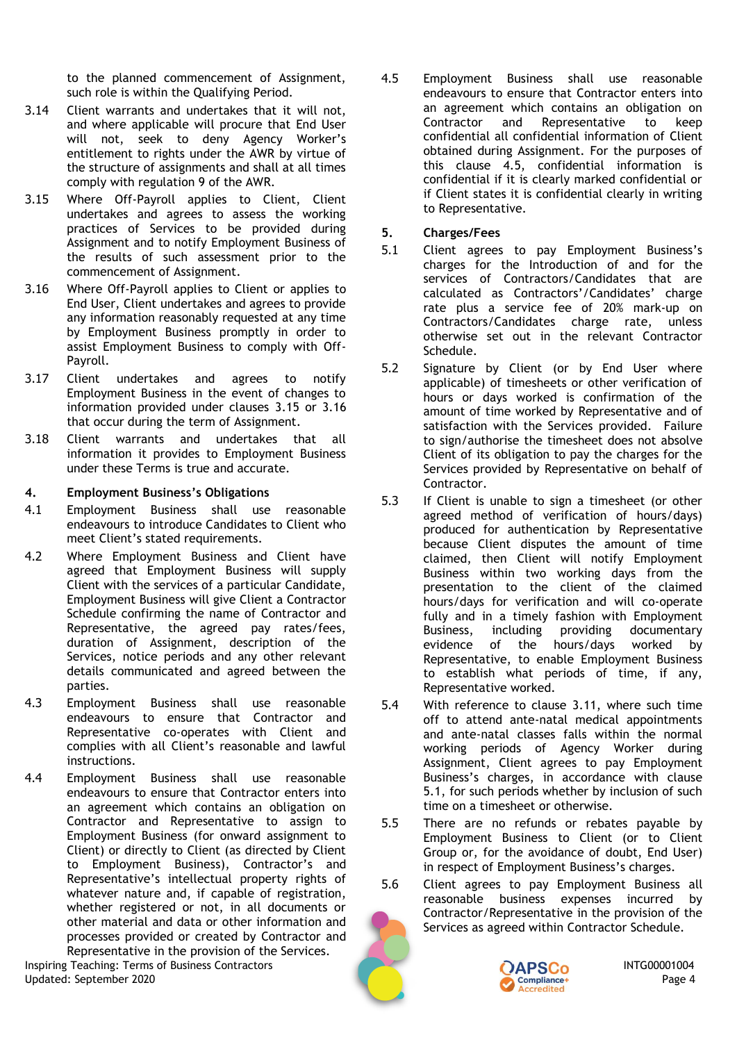to the planned commencement of Assignment, such role is within the Qualifying Period.

3.14 Client warrants and undertakes that it will not, and where applicable will procure that End User will not, seek to deny Agency Worker's entitlement to rights under the AWR by virtue of the structure of assignments and shall at all times comply with regulation 9 of the AWR.

3.15 Where Off-Payroll applies to Client, Client undertakes and agrees to assess the working practices of Services to be provided during Assignment and to notify Employment Business of the results of such assessment prior to the commencement of Assignment.

3.16 Where Off-Payroll applies to Client or applies to End User, Client undertakes and agrees to provide any information reasonably requested at any time by Employment Business promptly in order to assist Employment Business to comply with Off-Payroll.

3.17 Client undertakes and agrees to notify Employment Business in the event of changes to information provided under clauses 3.15 or 3.16 that occur during the term of Assignment.

3.18 Client warrants and undertakes that all information it provides to Employment Business under these Terms is true and accurate.

## 4. Employment Business's Obligations

4.1 Employment Business shall use reasonable endeavours to introduce Candidates to Client who meet Client's stated requirements.

4.2 Where Employment Business and Client have agreed that Employment Business will supply Client with the services of a particular Candidate, Employment Business will give Client a Contractor Schedule confirming the name of Contractor and Representative, the agreed pay rates/fees, duration of Assignment, description of the Services, notice periods and any other relevant details communicated and agreed between the parties.

4.3 Employment Business shall use reasonable endeavours to ensure that Contractor and Representative co-operates with Client and complies with all Client's reasonable and lawful instructions.

4.4 Employment Business shall use reasonable endeavours to ensure that Contractor enters into an agreement which contains an obligation on Contractor and Representative to assign to Employment Business (for onward assignment to Client) or directly to Client (as directed by Client to Employment Business), Contractor's and Representative's intellectual property rights of whatever nature and, if capable of registration, whether registered or not, in all documents or other material and data or other information and processes provided or created by Contractor and Representative in the provision of the Services.

4.5 Employment Business shall use reasonable endeavours to ensure that Contractor enters into an agreement which contains an obligation on Contractor and Representative to keep confidential all confidential information of Client obtained during Assignment. For the purposes of this clause 4.5, confidential information is confidential if it is clearly marked confidential or if Client states it is confidential clearly in writing to Representative.

## 5. Charges/Fees

5.1 Client agrees to pay Employment Business's charges for the Introduction of and for the services of Contractors/Candidates that are calculated as Contractors'/Candidates' charge rate plus a service fee of 20% mark-up on Contractors/Candidates charge rate, unless otherwise set out in the relevant Contractor Schedule.

5.2 Signature by Client (or by End User where applicable) of timesheets or other verification of hours or days worked is confirmation of the amount of time worked by Representative and of satisfaction with the Services provided. Failure to sign/authorise the timesheet does not absolve Client of its obligation to pay the charges for the Services provided by Representative on behalf of Contractor.

5.3 If Client is unable to sign a timesheet (or other agreed method of verification of hours/days) produced for authentication by Representative because Client disputes the amount of time claimed, then Client will notify Employment Business within two working days from the presentation to the client of the claimed hours/days for verification and will co-operate fully and in a timely fashion with Employment Business, including providing documentary evidence of the hours/days worked by Representative, to enable Employment Business to establish what periods of time, if any, Representative worked.

5.4 With reference to clause 3.11, where such time off to attend ante-natal medical appointments and ante-natal classes falls within the normal working periods of Agency Worker during Assignment, Client agrees to pay Employment Business's charges, in accordance with clause 5.1, for such periods whether by inclusion of such time on a timesheet or otherwise.

5.5 There are no refunds or rebates payable by Employment Business to Client (or to Client Group or, for the avoidance of doubt, End User) in respect of Employment Business's charges.

5.6 Client agrees to pay Employment Business all reasonable business expenses incurred by Contractor/Representative in the provision of the Services as agreed within Contractor Schedule.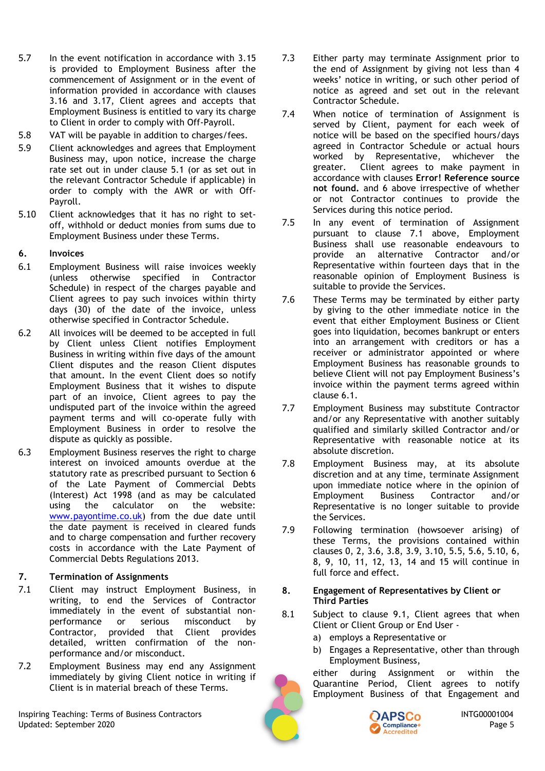5.7 In the event notification in accordance with 3.15 is provided to Employment Business after the commencement of Assignment or in the event of information provided in accordance with clauses 3.16 and 3.17, Client agrees and accepts that Employment Business is entitled to vary its charge to Client in order to comply with Off-Payroll.

5.8 VAT will be payable in addition to charges/fees.

5.9 Client acknowledges and agrees that Employment Business may, upon notice, increase the charge rate set out in under clause 5.1 (or as set out in the relevant Contractor Schedule if applicable) in order to comply with the AWR or with Off-Payroll.

5.10 Client acknowledges that it has no right to set-off, withhold or deduct monies from sums due to Employment Business under these Terms.

## 6. Invoices

6.1 Employment Business will raise invoices weekly (unless otherwise specified in Contractor Schedule) in respect of the charges payable and Client agrees to pay such invoices within thirty days (30) of the date of the invoice, unless otherwise specified in Contractor Schedule.

6.2 All invoices will be deemed to be accepted in full by Client unless Client notifies Employment Business in writing within five days of the amount Client disputes and the reason Client disputes that amount. In the event Client does so notify Employment Business that it wishes to dispute part of an invoice, Client agrees to pay the undisputed part of the invoice within the agreed payment terms and will co-operate fully with Employment Business in order to resolve the dispute as quickly as possible.

6.3 Employment Business reserves the right to charge interest on invoiced amounts overdue at the statutory rate as prescribed pursuant to Section 6 of the Late Payment of Commercial Debts (Interest) Act 1998 (and as may be calculated using the calculator on the website: [www.payontime.co.uk](http://www.payontime.co.uk)) from the due date until the date payment is received in cleared funds and to charge compensation and further recovery costs in accordance with the Late Payment of Commercial Debts Regulations 2013.

## 7. Termination of Assignments

7.1 Client may instruct Employment Business, in writing, to end the Services of Contractor immediately in the event of substantial non-performance or serious misconduct by Contractor, provided that Client provides detailed, written confirmation of the non-performance and/or misconduct.

7.2 Employment Business may end any Assignment immediately by giving Client notice in writing if Client is in material breach of these Terms.

7.3 Either party may terminate Assignment prior to the end of Assignment by giving not less than 4 weeks' notice in writing, or such other period of notice as agreed and set out in the relevant Contractor Schedule.

7.4 When notice of termination of Assignment is served by Client, payment for each week of notice will be based on the specified hours/days agreed in Contractor Schedule or actual hours worked by Representative, whichever the greater. Client agrees to make payment in accordance with clauses **Error! Reference source not found.** and 6 above irrespective of whether or not Contractor continues to provide the Services during this notice period.

7.5 In any event of termination of Assignment pursuant to clause 7.1 above, Employment Business shall use reasonable endeavours to provide an alternative Contractor and/or Representative within fourteen days that in the reasonable opinion of Employment Business is suitable to provide the Services.

7.6 These Terms may be terminated by either party by giving to the other immediate notice in the event that either Employment Business or Client goes into liquidation, becomes bankrupt or enters into an arrangement with creditors or has a receiver or administrator appointed or where Employment Business has reasonable grounds to believe Client will not pay Employment Business's invoice within the payment terms agreed within clause 6.1.

7.7 Employment Business may substitute Contractor and/or any Representative with another suitably qualified and similarly skilled Contractor and/or Representative with reasonable notice at its absolute discretion.

7.8 Employment Business may, at its absolute discretion and at any time, terminate Assignment upon immediate notice where in the opinion of Employment Business Contractor and/or Representative is no longer suitable to provide the Services.

7.9 Following termination (howsoever arising) of these Terms, the provisions contained within clauses 0, 2, 3.6, 3.8, 3.9, 3.10, 5.5, 5.6, 5.10, 6, 8, 9, 10, 11, 12, 13, 14 and 15 will continue in full force and effect.

## 8. Engagement of Representatives by Client or Third Parties

8.1 Subject to clause 9.1, Client agrees that when Client or Client Group or End User -

a) employs a Representative or

b) Engages a Representative, other than through Employment Business,

either during Assignment or within the Quarantine Period, Client agrees to notify Employment Business of that Engagement and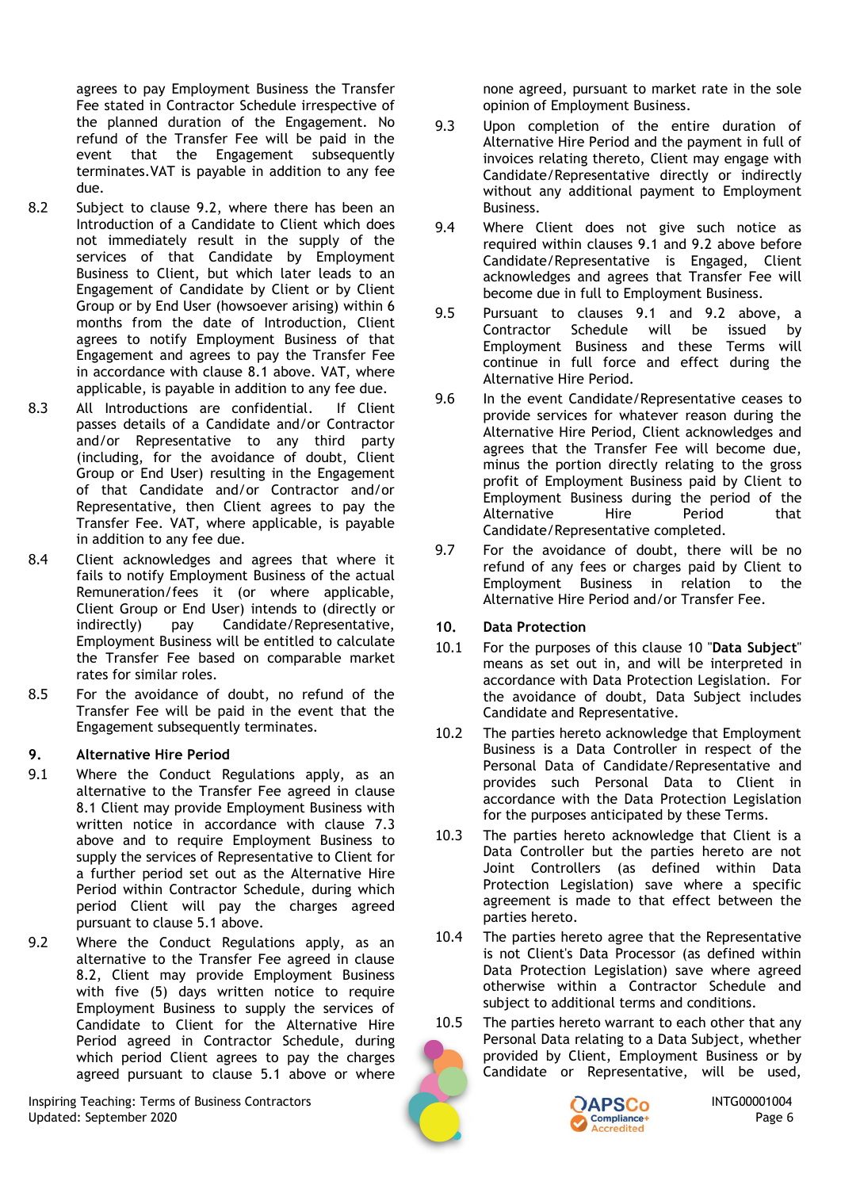agrees to pay Employment Business the Transfer Fee stated in Contractor Schedule irrespective of the planned duration of the Engagement. No refund of the Transfer Fee will be paid in the event that the Engagement subsequently terminates.VAT is payable in addition to any fee due.

8.2 Subject to clause 9.2, where there has been an Introduction of a Candidate to Client which does not immediately result in the supply of the services of that Candidate by Employment Business to Client, but which later leads to an Engagement of Candidate by Client or by Client Group or by End User (howsoever arising) within 6 months from the date of Introduction, Client agrees to notify Employment Business of that Engagement and agrees to pay the Transfer Fee in accordance with clause 8.1 above. VAT, where applicable, is payable in addition to any fee due.

8.3 All Introductions are confidential. If Client passes details of a Candidate and/or Contractor and/or Representative to any third party (including, for the avoidance of doubt, Client Group or End User) resulting in the Engagement of that Candidate and/or Contractor and/or Representative, then Client agrees to pay the Transfer Fee. VAT, where applicable, is payable in addition to any fee due.

8.4 Client acknowledges and agrees that where it fails to notify Employment Business of the actual Remuneration/fees it (or where applicable, Client Group or End User) intends to (directly or indirectly) pay Candidate/Representative, Employment Business will be entitled to calculate the Transfer Fee based on comparable market rates for similar roles.

8.5 For the avoidance of doubt, no refund of the Transfer Fee will be paid in the event that the Engagement subsequently terminates.

## 9. Alternative Hire Period

9.1 Where the Conduct Regulations apply, as an alternative to the Transfer Fee agreed in clause 8.1 Client may provide Employment Business with written notice in accordance with clause 7.3 above and to require Employment Business to supply the services of Representative to Client for a further period set out as the Alternative Hire Period within Contractor Schedule, during which period Client will pay the charges agreed pursuant to clause 5.1 above.

9.2 Where the Conduct Regulations apply, as an alternative to the Transfer Fee agreed in clause 8.2, Client may provide Employment Business with five (5) days written notice to require Employment Business to supply the services of Candidate to Client for the Alternative Hire Period agreed in Contractor Schedule, during which period Client agrees to pay the charges agreed pursuant to clause 5.1 above or where none agreed, pursuant to market rate in the sole opinion of Employment Business.

9.3 Upon completion of the entire duration of Alternative Hire Period and the payment in full of invoices relating thereto, Client may engage with Candidate/Representative directly or indirectly without any additional payment to Employment Business.

9.4 Where Client does not give such notice as required within clauses 9.1 and 9.2 above before Candidate/Representative is Engaged, Client acknowledges and agrees that Transfer Fee will become due in full to Employment Business.

9.5 Pursuant to clauses 9.1 and 9.2 above, a Contractor Schedule will be issued by Employment Business and these Terms will continue in full force and effect during the Alternative Hire Period.

9.6 In the event Candidate/Representative ceases to provide services for whatever reason during the Alternative Hire Period, Client acknowledges and agrees that the Transfer Fee will become due, minus the portion directly relating to the gross profit of Employment Business paid by Client to Employment Business during the period of the Alternative Hire Period that Candidate/Representative completed.

9.7 For the avoidance of doubt, there will be no refund of any fees or charges paid by Client to Employment Business in relation to the Alternative Hire Period and/or Transfer Fee.

## 10. Data Protection

10.1 For the purposes of this clause 10 "**Data Subject**" means as set out in, and will be interpreted in accordance with Data Protection Legislation. For the avoidance of doubt, Data Subject includes Candidate and Representative.

10.2 The parties hereto acknowledge that Employment Business is a Data Controller in respect of the Personal Data of Candidate/Representative and provides such Personal Data to Client in accordance with the Data Protection Legislation for the purposes anticipated by these Terms.

10.3 The parties hereto acknowledge that Client is a Data Controller but the parties hereto are not Joint Controllers (as defined within Data Protection Legislation) save where a specific agreement is made to that effect between the parties hereto.

10.4 The parties hereto agree that the Representative is not Client's Data Processor (as defined within Data Protection Legislation) save where agreed otherwise within a Contractor Schedule and subject to additional terms and conditions.

10.5 The parties hereto warrant to each other that any Personal Data relating to a Data Subject, whether provided by Client, Employment Business or by Candidate or Representative, will be used,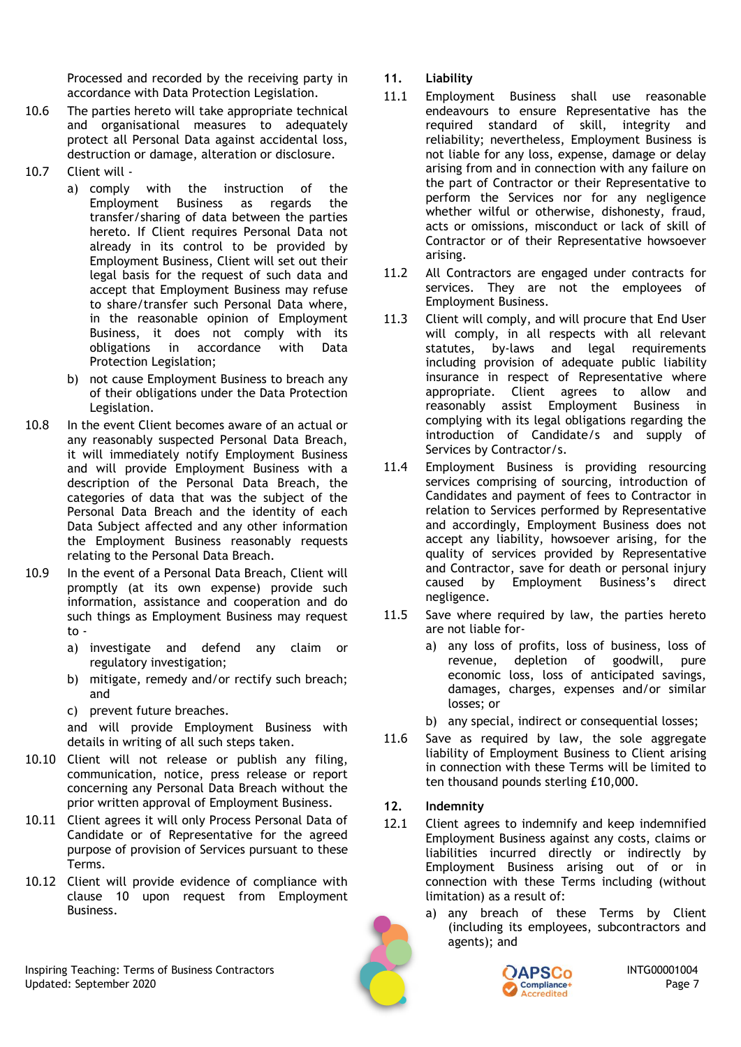Processed and recorded by the receiving party in accordance with Data Protection Legislation.

10.6 The parties hereto will take appropriate technical and organisational measures to adequately protect all Personal Data against accidental loss, destruction or damage, alteration or disclosure.

10.7 Client will -

a) comply with the instruction of the Employment Business as regards the transfer/sharing of data between the parties hereto. If Client requires Personal Data not already in its control to be provided by Employment Business, Client will set out their legal basis for the request of such data and accept that Employment Business may refuse to share/transfer such Personal Data where, in the reasonable opinion of Employment Business, it does not comply with its obligations in accordance with Data Protection Legislation;

b) not cause Employment Business to breach any of their obligations under the Data Protection Legislation.

10.8 In the event Client becomes aware of an actual or any reasonably suspected Personal Data Breach, it will immediately notify Employment Business and will provide Employment Business with a description of the Personal Data Breach, the categories of data that was the subject of the Personal Data Breach and the identity of each Data Subject affected and any other information the Employment Business reasonably requests relating to the Personal Data Breach.

10.9 In the event of a Personal Data Breach, Client will promptly (at its own expense) provide such information, assistance and cooperation and do such things as Employment Business may request to -

a) investigate and defend any claim or regulatory investigation;

b) mitigate, remedy and/or rectify such breach; and

c) prevent future breaches.

and will provide Employment Business with details in writing of all such steps taken.

10.10 Client will not release or publish any filing, communication, notice, press release or report concerning any Personal Data Breach without the prior written approval of Employment Business.

10.11 Client agrees it will only Process Personal Data of Candidate or of Representative for the agreed purpose of provision of Services pursuant to these Terms.

10.12 Client will provide evidence of compliance with clause 10 upon request from Employment Business.

## 11. Liability

11.1 Employment Business shall use reasonable endeavours to ensure Representative has the required standard of skill, integrity and reliability; nevertheless, Employment Business is not liable for any loss, expense, damage or delay arising from and in connection with any failure on the part of Contractor or their Representative to perform the Services nor for any negligence whether wilful or otherwise, dishonesty, fraud, acts or omissions, misconduct or lack of skill of Contractor or of their Representative howsoever arising.

11.2 All Contractors are engaged under contracts for services. They are not the employees of Employment Business.

11.3 Client will comply, and will procure that End User will comply, in all respects with all relevant statutes, by-laws and legal requirements including provision of adequate public liability insurance in respect of Representative where appropriate. Client agrees to allow and reasonably assist Employment Business in complying with its legal obligations regarding the introduction of Candidate/s and supply of Services by Contractor/s.

11.4 Employment Business is providing resourcing services comprising of sourcing, introduction of Candidates and payment of fees to Contractor in relation to Services performed by Representative and accordingly, Employment Business does not accept any liability, howsoever arising, for the quality of services provided by Representative and Contractor, save for death or personal injury caused by Employment Business's direct negligence.

11.5 Save where required by law, the parties hereto are not liable for-

a) any loss of profits, loss of business, loss of revenue, depletion of goodwill, pure economic loss, loss of anticipated savings, damages, charges, expenses and/or similar losses; or

b) any special, indirect or consequential losses;

11.6 Save as required by law, the sole aggregate liability of Employment Business to Client arising in connection with these Terms will be limited to ten thousand pounds sterling £10,000.

## 12. Indemnity

12.1 Client agrees to indemnify and keep indemnified Employment Business against any costs, claims or liabilities incurred directly or indirectly by Employment Business arising out of or in connection with these Terms including (without limitation) as a result of:

a) any breach of these Terms by Client (including its employees, subcontractors and agents); and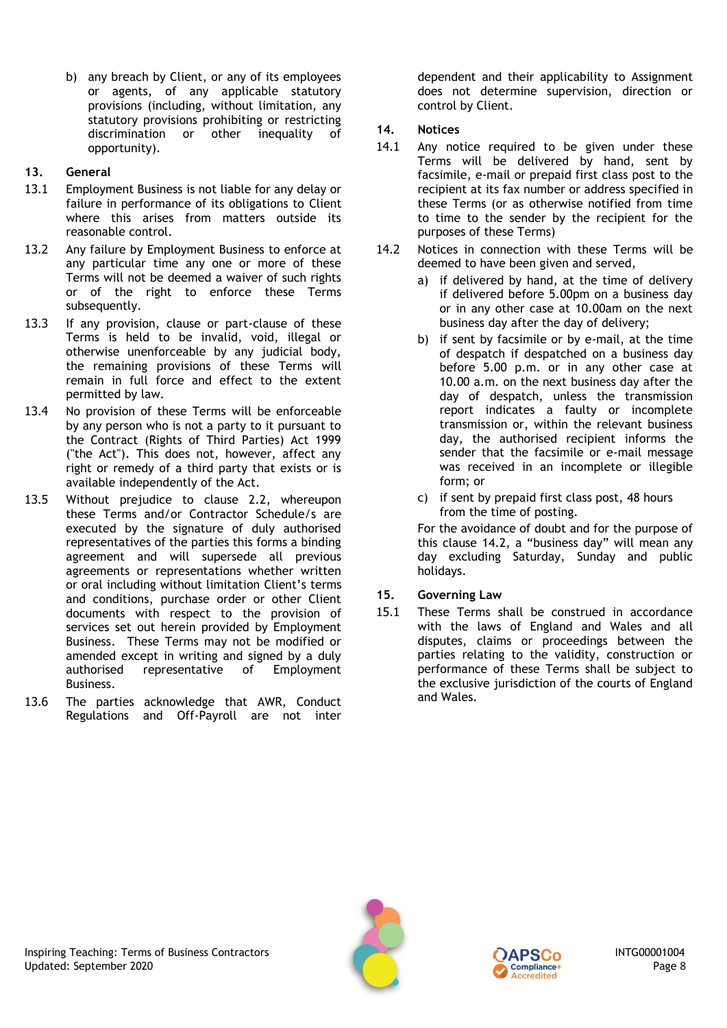b) any breach by Client, or any of its employees or agents, of any applicable statutory provisions (including, without limitation, any statutory provisions prohibiting or restricting discrimination or other inequality of opportunity).

## 13. General

13.1 Employment Business is not liable for any delay or failure in performance of its obligations to Client where this arises from matters outside its reasonable control.

13.2 Any failure by Employment Business to enforce at any particular time any one or more of these Terms will not be deemed a waiver of such rights or of the right to enforce these Terms subsequently.

13.3 If any provision, clause or part-clause of these Terms is held to be invalid, void, illegal or otherwise unenforceable by any judicial body, the remaining provisions of these Terms will remain in full force and effect to the extent permitted by law.

13.4 No provision of these Terms will be enforceable by any person who is not a party to it pursuant to the Contract (Rights of Third Parties) Act 1999 ("the Act"). This does not, however, affect any right or remedy of a third party that exists or is available independently of the Act.

13.5 Without prejudice to clause 2.2, whereupon these Terms and/or Contractor Schedule/s are executed by the signature of duly authorised representatives of the parties this forms a binding agreement and will supersede all previous agreements or representations whether written or oral including without limitation Client's terms and conditions, purchase order or other Client documents with respect to the provision of services set out herein provided by Employment Business. These Terms may not be modified or amended except in writing and signed by a duly authorised representative of Employment Business.

13.6 The parties acknowledge that AWR, Conduct Regulations and Off-Payroll are not inter dependent and their applicability to Assignment does not determine supervision, direction or control by Client.

## 14. Notices

14.1 Any notice required to be given under these Terms will be delivered by hand, sent by facsimile, e-mail or prepaid first class post to the recipient at its fax number or address specified in these Terms (or as otherwise notified from time to time to the sender by the recipient for the purposes of these Terms)

14.2 Notices in connection with these Terms will be deemed to have been given and served,

a) if delivered by hand, at the time of delivery if delivered before 5.00pm on a business day or in any other case at 10.00am on the next business day after the day of delivery;

b) if sent by facsimile or by e-mail, at the time of despatch if despatched on a business day before 5.00 p.m. or in any other case at 10.00 a.m. on the next business day after the day of despatch, unless the transmission report indicates a faulty or incomplete transmission or, within the relevant business day, the authorised recipient informs the sender that the facsimile or e-mail message was received in an incomplete or illegible form; or

c) if sent by prepaid first class post, 48 hours from the time of posting.

For the avoidance of doubt and for the purpose of this clause 14.2, a "business day" will mean any day excluding Saturday, Sunday and public holidays.

## 15. Governing Law

15.1 These Terms shall be construed in accordance with the laws of England and Wales and all disputes, claims or proceedings between the parties relating to the validity, construction or performance of these Terms shall be subject to the exclusive jurisdiction of the courts of England and Wales.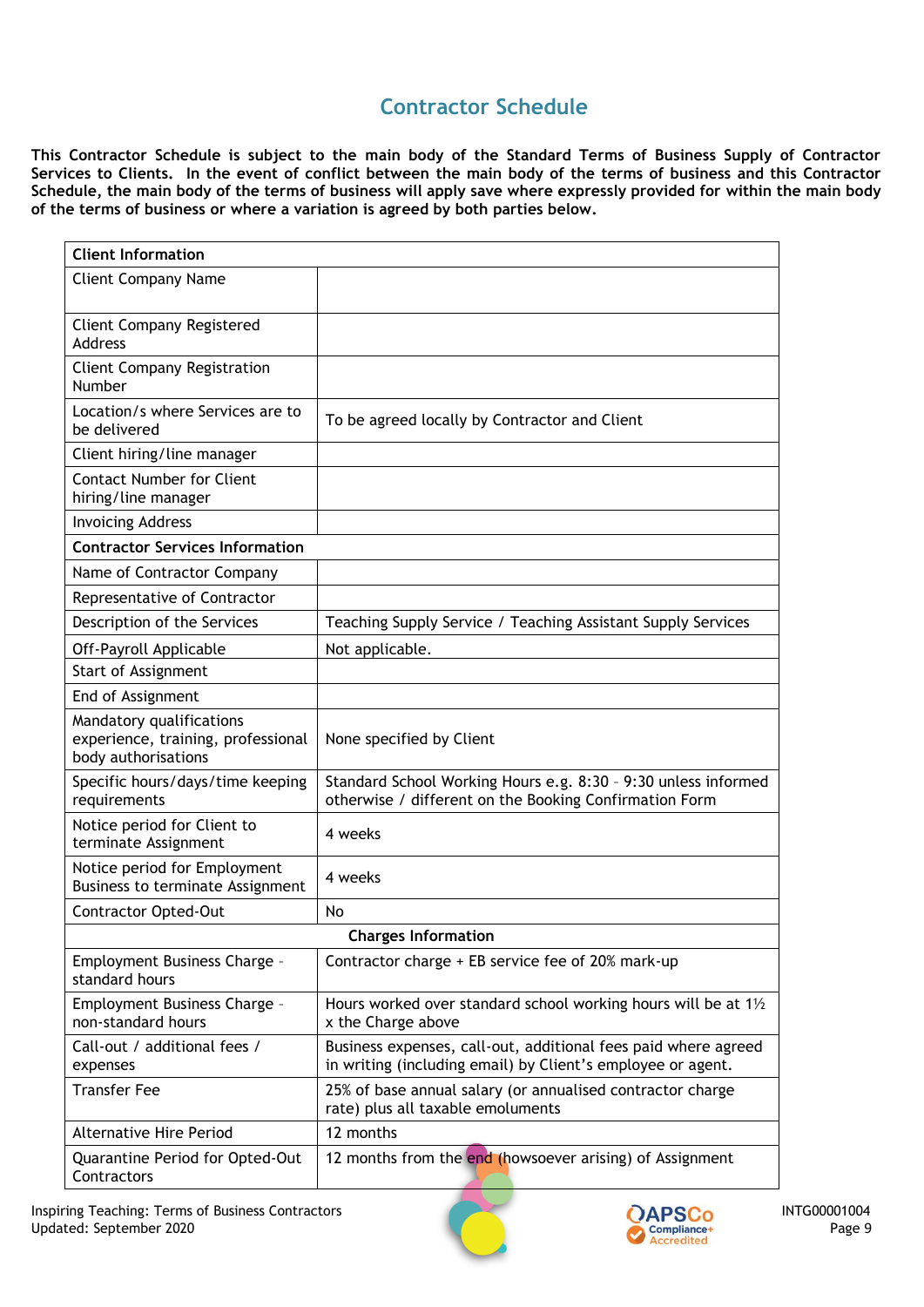## Contractor Schedule

**This Contractor Schedule is subject to the main body of the Standard Terms of Business Supply of Contractor Services to Clients. In the event of conflict between the main body of the terms of business and this Contractor Schedule, the main body of the terms of business will apply save where expressly provided for within the main body of the terms of business or where a variation is agreed by both parties below.**

| **Client Information** | |
|---|---|
| Client Company Name | |
| Client Company Registered Address | |
| Client Company Registration Number | |
| Location/s where Services are to be delivered | To be agreed locally by Contractor and Client |
| Client hiring/line manager | |
| Contact Number for Client hiring/line manager | |
| Invoicing Address | |
| **Contractor Services Information** | |
| Name of Contractor Company | |
| Representative of Contractor | |
| Description of the Services | Teaching Supply Service / Teaching Assistant Supply Services |
| Off-Payroll Applicable | Not applicable. |
| Start of Assignment | |
| End of Assignment | |
| Mandatory qualifications experience, training, professional body authorisations | None specified by Client |
| Specific hours/days/time keeping requirements | Standard School Working Hours e.g. 8:30 – 9:30 unless informed otherwise / different on the Booking Confirmation Form |
| Notice period for Client to terminate Assignment | 4 weeks |
| Notice period for Employment Business to terminate Assignment | 4 weeks |
| Contractor Opted-Out | No |
| **Charges Information** | |
| Employment Business Charge – standard hours | Contractor charge + EB service fee of 20% mark-up |
| Employment Business Charge – non-standard hours | Hours worked over standard school working hours will be at 1½ x the Charge above |
| Call-out / additional fees / expenses | Business expenses, call-out, additional fees paid where agreed in writing (including email) by Client's employee or agent. |
| Transfer Fee | 25% of base annual salary (or annualised contractor charge rate) plus all taxable emoluments |
| Alternative Hire Period | 12 months |
| Quarantine Period for Opted-Out Contractors | 12 months from the end (howsoever arising) of Assignment |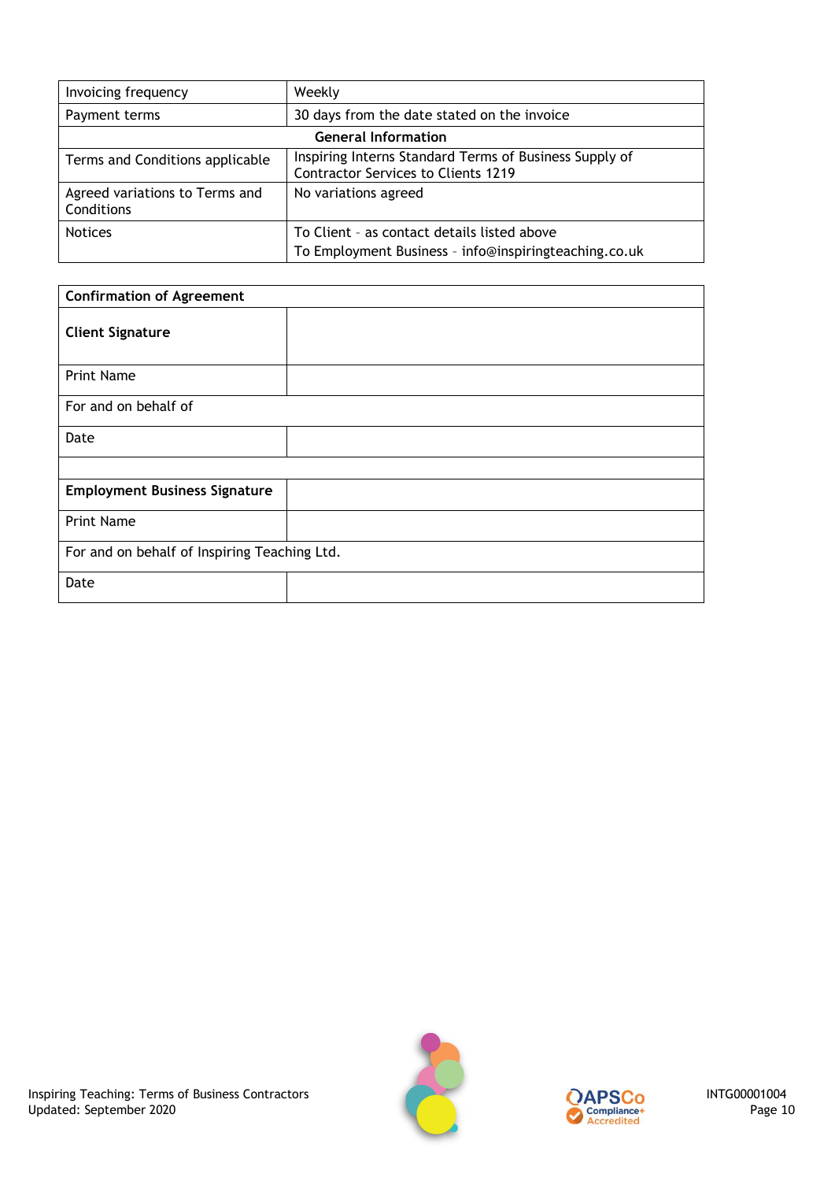| | |
|---|---|
| Invoicing frequency | Weekly |
| Payment terms | 30 days from the date stated on the invoice |
| **General Information** | |
| Terms and Conditions applicable | Inspiring Interns Standard Terms of Business Supply of Contractor Services to Clients 1219 |
| Agreed variations to Terms and Conditions | No variations agreed |
| Notices | To Client – as contact details listed above<br>To Employment Business – info@inspiringteaching.co.uk |

| **Confirmation of Agreement** | |
|---|---|
| **Client Signature** | |
| Print Name | |
| For and on behalf of | |
| Date | |
| | |
| **Employment Business Signature** | |
| Print Name | |
| For and on behalf of Inspiring Teaching Ltd. | |
| Date | |